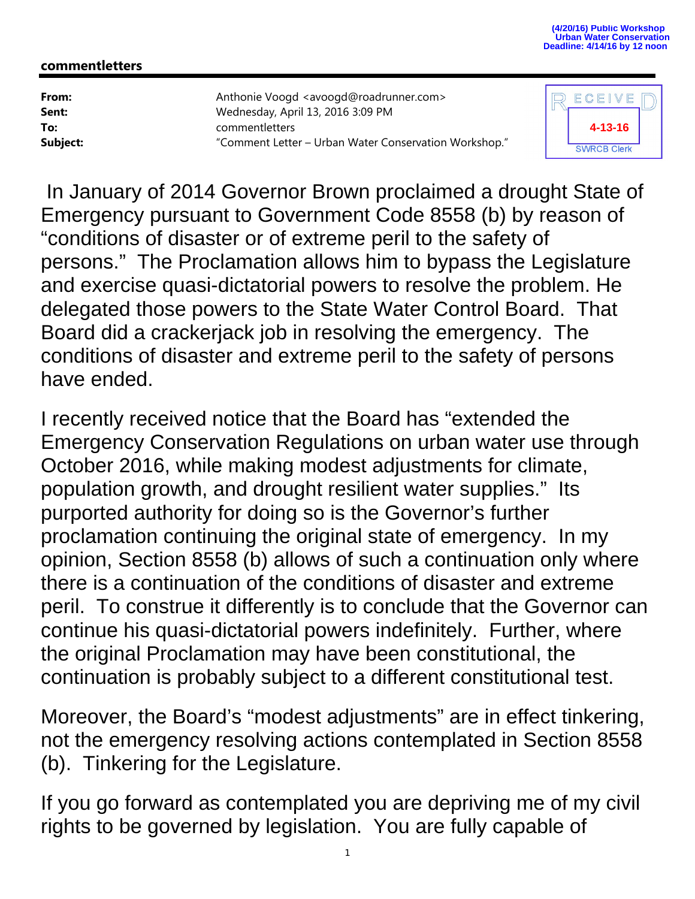(4/20/16) Public Workshop
Urban Water Conservation
Deadline: 4/14/16 by 12 noon

**commentletters**

| | |
|---|---|
| **From:** | Anthonie Voogd <avoogd@roadrunner.com> |
| **Sent:** | Wednesday, April 13, 2016 3:09 PM |
| **To:** | commentletters |
| **Subject:** | "Comment Letter – Urban Water Conservation Workshop." |

RECEIVED
4-13-16
SWRCB Clerk

In January of 2014 Governor Brown proclaimed a drought State of Emergency pursuant to Government Code 8558 (b) by reason of "conditions of disaster or of extreme peril to the safety of persons." The Proclamation allows him to bypass the Legislature and exercise quasi-dictatorial powers to resolve the problem. He delegated those powers to the State Water Control Board. That Board did a crackerjack job in resolving the emergency. The conditions of disaster and extreme peril to the safety of persons have ended.

I recently received notice that the Board has "extended the Emergency Conservation Regulations on urban water use through October 2016, while making modest adjustments for climate, population growth, and drought resilient water supplies." Its purported authority for doing so is the Governor's further proclamation continuing the original state of emergency. In my opinion, Section 8558 (b) allows of such a continuation only where there is a continuation of the conditions of disaster and extreme peril. To construe it differently is to conclude that the Governor can continue his quasi-dictatorial powers indefinitely. Further, where the original Proclamation may have been constitutional, the continuation is probably subject to a different constitutional test.

Moreover, the Board's "modest adjustments" are in effect tinkering, not the emergency resolving actions contemplated in Section 8558 (b). Tinkering for the Legislature.

If you go forward as contemplated you are depriving me of my civil rights to be governed by legislation. You are fully capable of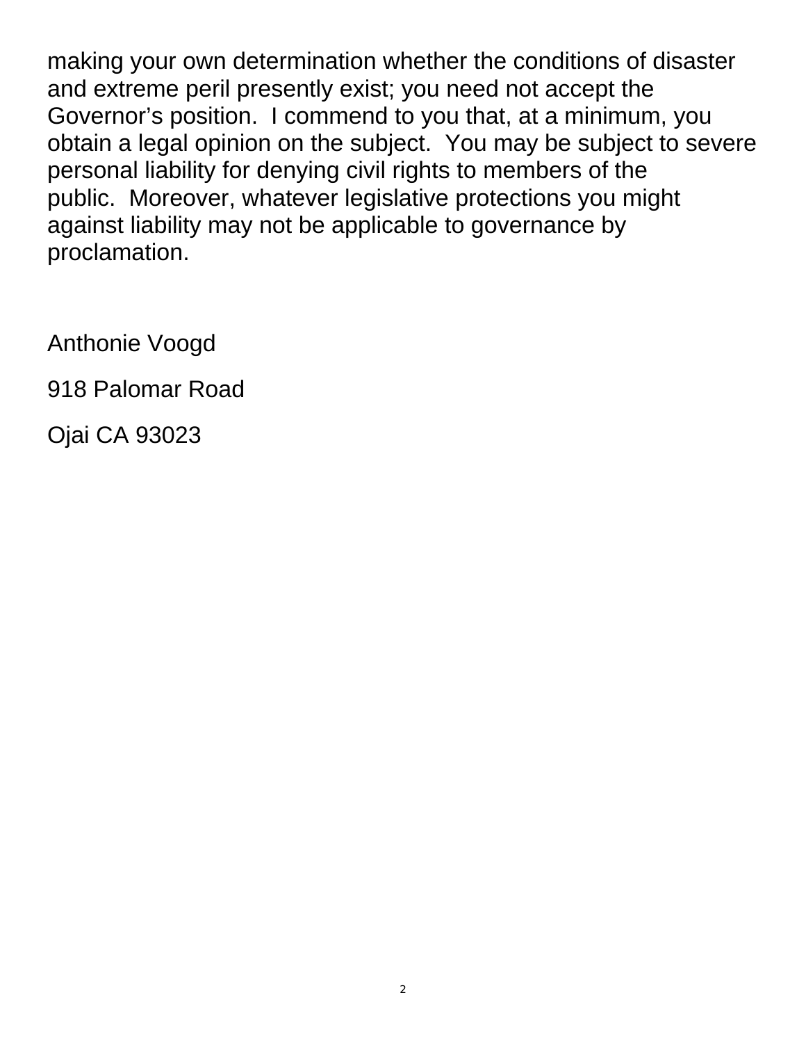making your own determination whether the conditions of disaster and extreme peril presently exist; you need not accept the Governor's position. I commend to you that, at a minimum, you obtain a legal opinion on the subject. You may be subject to severe personal liability for denying civil rights to members of the public. Moreover, whatever legislative protections you might against liability may not be applicable to governance by proclamation.

Anthonie Voogd

918 Palomar Road

Ojai CA 93023